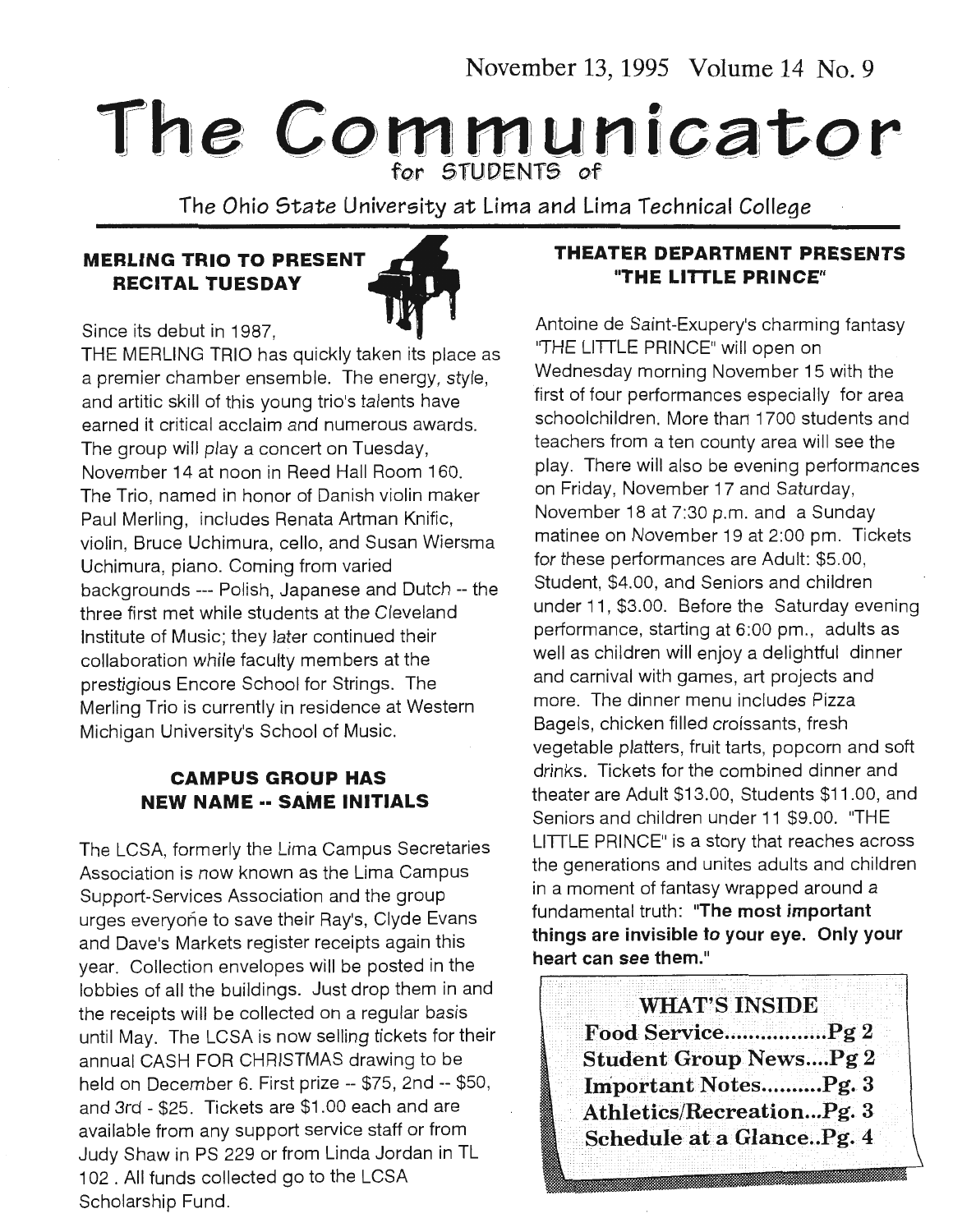November 13, 1995 Volume 14 No. 9

# The Communicator

for STUDENTS of

The Ohio State University at Lima and Lima Technical College

### MERLING TRIO TO PRESENT RECITAL TUESDAY

Since its debut in 1987, THE MERLING TRIO has quickly taken its place as a premier chamber ensemble. The energy, style, and artitic skill of this young trio's talents have earned it critical acclaim and numerous awards. The group will play a concert on Tuesday, November 14 at noon in Reed Hall Room 160. The Trio, named in honor of Danish violin maker Paul Merling, includes Renata Artman Knific, violin, Bruce Uchimura, cello, and Susan Wiersma Uchimura, piano. Coming from varied backgrounds --- Polish, Japanese and Dutch -- the three first met while students at the Cleveland Institute of Music; they later continued their collaboration while faculty members at the prestigious Encore School for Strings. The Merling Trio is currently in residence at Western Michigan University's School of Music.

### CAMPUS GROUP HAS NEW NAME -- SAME INITIALS

The LCSA, formerly the Lima Campus Secretaries Association is now known as the Lima Campus Support-Services Association and the group urges everyone to save their Ray's, Clyde Evans and Dave's Markets register receipts again this year. Collection envelopes will be posted in the lobbies of all the buildings. Just drop them in and the receipts will be collected on a regular basis until May. The LCSA is now selling tickets for their annual CASH FOR CHRISTMAS drawing to be held on December 6. First prize -- $75, 2nd -- $50, and 3rd - $25. Tickets are $1.00 each and are available from any support service staff or from Judy Shaw in PS 229 or from Linda Jordan in TL 102 . All funds collected go to the LCSA Scholarship Fund.

### THEATER DEPARTMENT PRESENTS "THE LITTLE PRINCE"

Antoine de Saint-Exupery's charming fantasy "THE LITTLE PRINCE" will open on Wednesday morning November 15 with the first of four performances especially for area schoolchildren. More than 1700 students and teachers from a ten county area will see the play. There will also be evening performances on Friday, November 17 and Saturday, November 18 at 7:30 p.m. and a Sunday matinee on November 19 at 2:00 pm. Tickets for these performances are Adult: $5.00, Student, $4.00, and Seniors and children under 11, $3.00. Before the Saturday evening performance, starting at 6:00 pm., adults as well as children will enjoy a delightful dinner and carnival with games, art projects and more. The dinner menu includes Pizza Bagels, chicken filled croissants, fresh vegetable platters, fruit tarts, popcorn and soft drinks. Tickets for the combined dinner and theater are Adult $13.00, Students $11.00, and Seniors and children under 11 $9.00. "THE LITTLE PRINCE" is a story that reaches across the generations and unites adults and children in a moment of fantasy wrapped around a fundamental truth: **"The most important things are invisible to your eye. Only your heart can see them."**

**WHAT'S INSIDE**

- **Food Service.................Pg 2**
- **Student Group News....Pg 2**
- **Important Notes..........Pg. 3**
- **Athletics/Recreation...Pg. 3**
- **Schedule at a Glance..Pg. 4**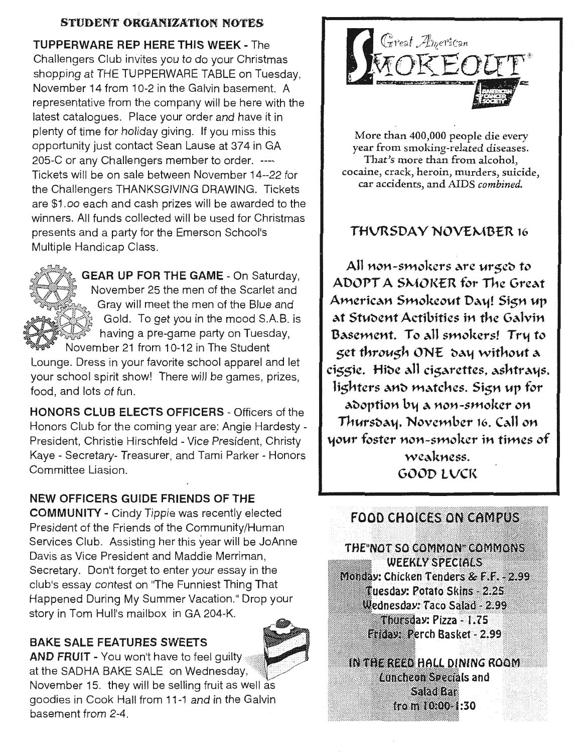## STUDENT ORGANIZATION NOTES

**TUPPERWARE REP HERE THIS WEEK** - The Challengers Club invites you to do your Christmas shopping at THE TUPPERWARE TABLE on Tuesday, November 14 from 10-2 in the Galvin basement. A representative from the company will be here with the latest catalogues. Place your order and have it in plenty of time for holiday giving. If you miss this opportunity just contact Sean Lause at 374 in GA 205-C or any Challengers member to order. ---- Tickets will be on sale between November 14--22 for the Challengers THANKSGIVING DRAWING. Tickets are $1.oo each and cash prizes will be awarded to the winners. All funds collected will be used for Christmas presents and a party for the Emerson School's Multiple Handicap Class.

**GEAR UP FOR THE GAME** - On Saturday, November 25 the men of the Scarlet and Gray will meet the men of the Blue and Gold. To get you in the mood S.A.B. is having a pre-game party on Tuesday, November 21 from 10-12 in The Student Lounge. Dress in your favorite school apparel and let your school spirit show! There will be games, prizes, food, and lots of fun.

**HONORS CLUB ELECTS OFFICERS** - Officers of the Honors Club for the coming year are: Angie Hardesty - President, Christie Hirschfeld - Vice President, Christy Kaye - Secretary- Treasurer, and Tami Parker - Honors Committee Liasion.

**NEW OFFICERS GUIDE FRIENDS OF THE COMMUNITY** - Cindy Tippie was recently elected President of the Friends of the Community/Human Services Club. Assisting her this year will be JoAnne Davis as Vice President and Maddie Merriman, Secretary. Don't forget to enter your essay in the club's essay contest on "The Funniest Thing That Happened During My Summer Vacation." Drop your story in Tom Hull's mailbox in GA 204-K.

**BAKE SALE FEATURES SWEETS AND FRUIT** - You won't have to feel guilty at the SADHA BAKE SALE on Wednesday, November 15. they will be selling fruit as well as goodies in Cook Hall from 11-1 and in the Galvin basement from 2-4.

## Great American SMOKEOUT®

American Cancer Society

More than 400,000 people die every year from smoking-related diseases. That's more than from alcohol, cocaine, crack, heroin, murders, suicide, car accidents, and AIDS *combined.*

### THURSDAY NOVEMBER 16

All non-smokers are urged to ADOPT A SMOKER for The Great American Smokeout Day! Sign up at Student Actibities in the Galvin Basement. To all smokers! Try to get through ONE day without a ciggie. Hide all cigarettes, ashtrays, lighters and matches. Sign up for adoption by a non-smoker on Thursday, November 16. Call on your foster non-smoker in times of weakness.

GOOD LUCK

## FOOD CHOICES ON CAMPUS

**THE "NOT SO COMMON" COMMONS WEEKLY SPECIALS**

Monday: Chicken Tenders & F.F. - 2.99
Tuesday: Potato Skins - 2.25
Wednesday: Taco Salad - 2.99
Thursday: Pizza - 1.75
Friday: Perch Basket - 2.99

**IN THE REED HALL DINING ROOM**

Luncheon Specials and Salad Bar from 10:00-1:30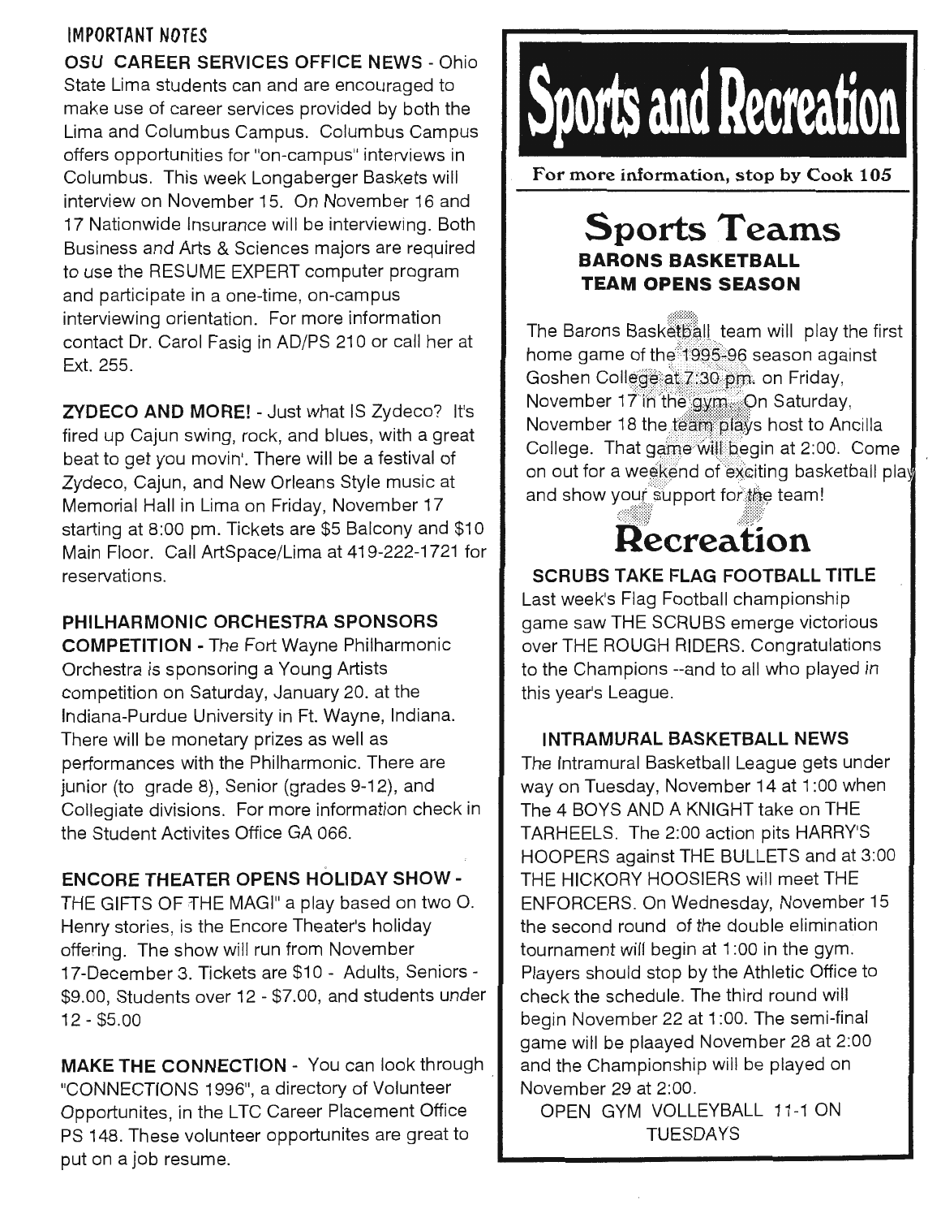## IMPORTANT NOTES

**OSU CAREER SERVICES OFFICE NEWS** - Ohio State Lima students can and are encouraged to make use of career services provided by both the Lima and Columbus Campus. Columbus Campus offers opportunities for "on-campus" interviews in Columbus. This week Longaberger Baskets will interview on November 15. On November 16 and 17 Nationwide Insurance will be interviewing. Both Business and Arts & Sciences majors are required to use the RESUME EXPERT computer program and participate in a one-time, on-campus interviewing orientation. For more information contact Dr. Carol Fasig in AD/PS 210 or call her at Ext. 255.

**ZYDECO AND MORE!** - Just what IS Zydeco? It's fired up Cajun swing, rock, and blues, with a great beat to get you movin'. There will be a festival of Zydeco, Cajun, and New Orleans Style music at Memorial Hall in Lima on Friday, November 17 starting at 8:00 pm. Tickets are $5 Balcony and $10 Main Floor. Call ArtSpace/Lima at 419-222-1721 for reservations.

**PHILHARMONIC ORCHESTRA SPONSORS COMPETITION** - The Fort Wayne Philharmonic Orchestra is sponsoring a Young Artists competition on Saturday, January 20. at the Indiana-Purdue University in Ft. Wayne, Indiana. There will be monetary prizes as well as performances with the Philharmonic. There are junior (to grade 8), Senior (grades 9-12), and Collegiate divisions. For more information check in the Student Activites Office GA 066.

**ENCORE THEATER OPENS HOLIDAY SHOW** - THE GIFTS OF THE MAGI" a play based on two O. Henry stories, is the Encore Theater's holiday offering. The show will run from November 17-December 3. Tickets are $10 - Adults, Seniors - $9.00, Students over 12 - $7.00, and students under 12 - $5.00

**MAKE THE CONNECTION** - You can look through "CONNECTIONS 1996", a directory of Volunteer Opportunites, in the LTC Career Placement Office PS 148. These volunteer opportunites are great to put on a job resume.

# Sports and Recreation

**For more information, stop by Cook 105**

## Sports Teams

### BARONS BASKETBALL TEAM OPENS SEASON

The Barons Basketball team will play the first home game of the 1995-96 season against Goshen College at 7:30 pm. on Friday, November 17 in the gym. On Saturday, November 18 the team plays host to Ancilla College. That game will begin at 2:00. Come on out for a weekend of exciting basketball play and show your support for the team!

## Recreation

### SCRUBS TAKE FLAG FOOTBALL TITLE

Last week's Flag Football championship game saw THE SCRUBS emerge victorious over THE ROUGH RIDERS. Congratulations to the Champions --and to all who played in this year's League.

### INTRAMURAL BASKETBALL NEWS

The Intramural Basketball League gets under way on Tuesday, November 14 at 1:00 when The 4 BOYS AND A KNIGHT take on THE TARHEELS. The 2:00 action pits HARRY'S HOOPERS against THE BULLETS and at 3:00 THE HICKORY HOOSIERS will meet THE ENFORCERS. On Wednesday, November 15 the second round of the double elimination tournament will begin at 1:00 in the gym. Players should stop by the Athletic Office to check the schedule. The third round will begin November 22 at 1:00. The semi-final game will be plaayed November 28 at 2:00 and the Championship will be played on November 29 at 2:00.

OPEN GYM VOLLEYBALL 11-1 ON TUESDAYS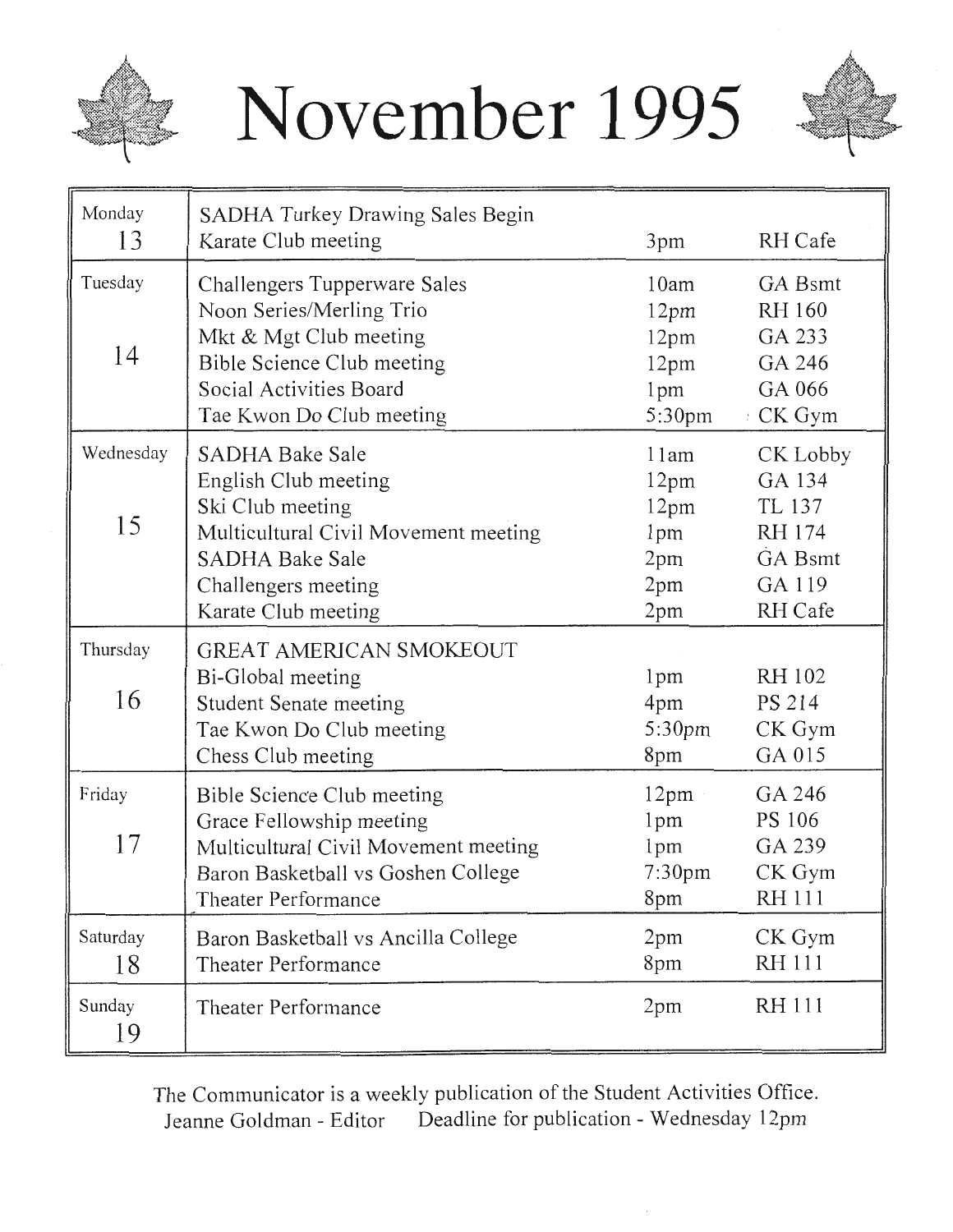# November 1995

| | | | |
|---|---|---|---|
| Monday 13 | SADHA Turkey Drawing Sales Begin | | |
| | Karate Club meeting | 3pm | RH Cafe |
| Tuesday 14 | Challengers Tupperware Sales | 10am | GA Bsmt |
| | Noon Series/Merling Trio | 12pm | RH 160 |
| | Mkt & Mgt Club meeting | 12pm | GA 233 |
| | Bible Science Club meeting | 12pm | GA 246 |
| | Social Activities Board | 1pm | GA 066 |
| | Tae Kwon Do Club meeting | 5:30pm | CK Gym |
| Wednesday 15 | SADHA Bake Sale | 11am | CK Lobby |
| | English Club meeting | 12pm | GA 134 |
| | Ski Club meeting | 12pm | TL 137 |
| | Multicultural Civil Movement meeting | 1pm | RH 174 |
| | SADHA Bake Sale | 2pm | GA Bsmt |
| | Challengers meeting | 2pm | GA 119 |
| | Karate Club meeting | 2pm | RH Cafe |
| Thursday 16 | GREAT AMERICAN SMOKEOUT | | |
| | Bi-Global meeting | 1pm | RH 102 |
| | Student Senate meeting | 4pm | PS 214 |
| | Tae Kwon Do Club meeting | 5:30pm | CK Gym |
| | Chess Club meeting | 8pm | GA 015 |
| Friday 17 | Bible Science Club meeting | 12pm | GA 246 |
| | Grace Fellowship meeting | 1pm | PS 106 |
| | Multicultural Civil Movement meeting | 1pm | GA 239 |
| | Baron Basketball vs Goshen College | 7:30pm | CK Gym |
| | Theater Performance | 8pm | RH 111 |
| Saturday 18 | Baron Basketball vs Ancilla College | 2pm | CK Gym |
| | Theater Performance | 8pm | RH 111 |
| Sunday 19 | Theater Performance | 2pm | RH 111 |

The Communicator is a weekly publication of the Student Activities Office.
Jeanne Goldman - Editor    Deadline for publication - Wednesday 12pm